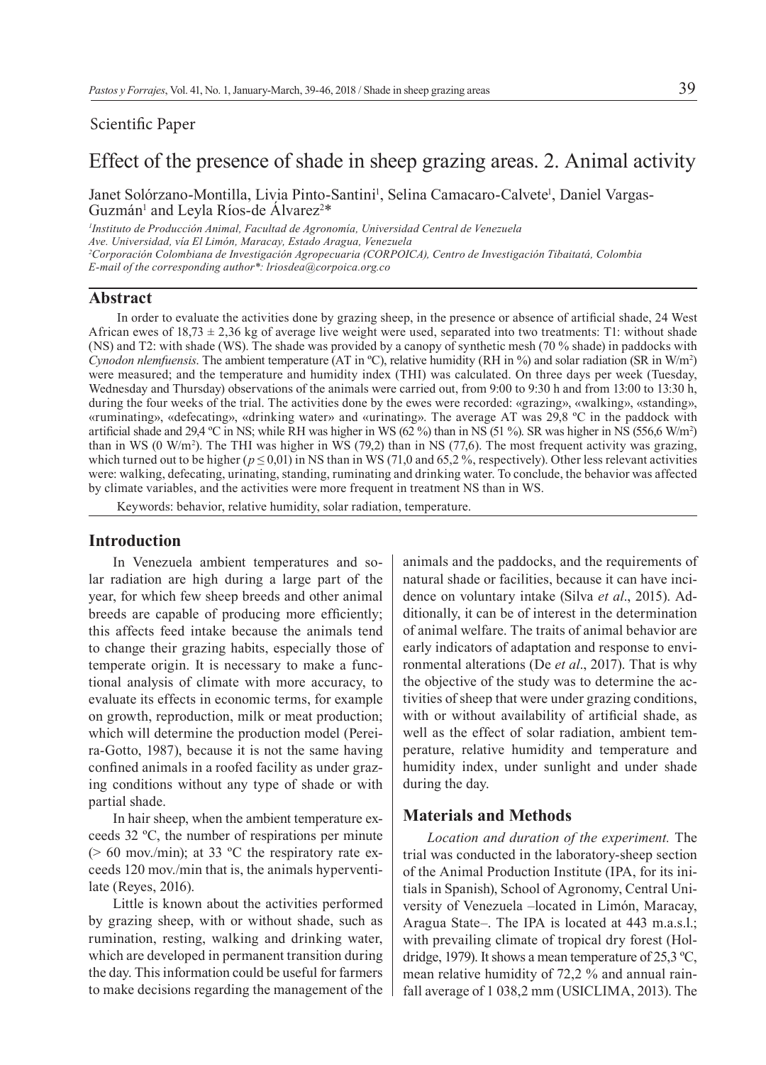Scientific Paper

# Effect of the presence of shade in sheep grazing areas. 2. Animal activity

Janet Solórzano-Montilla, Livia Pinto-Santini[1], Selina Camacaro-Calvete[1], Daniel Vargas-Guzmán[1] and Leyla Ríos-de Álvarez[2]*

[1]*Instituto de Producción Animal, Facultad de Agronomía, Universidad Central de Venezuela*
*Ave. Universidad, vía El Limón, Maracay, Estado Aragua, Venezuela*
[2]*Corporación Colombiana de Investigación Agropecuaria (CORPOICA), Centro de Investigación Tibaitatá, Colombia*
*E-mail of the corresponding author*: lriosdea@corpoica.org.co*

## Abstract

In order to evaluate the activities done by grazing sheep, in the presence or absence of artificial shade, 24 West African ewes of 18,73 ± 2,36 kg of average live weight were used, separated into two treatments: T1: without shade (NS) and T2: with shade (WS). The shade was provided by a canopy of synthetic mesh (70 % shade) in paddocks with *Cynodon nlemfuensis*. The ambient temperature (AT in ºC), relative humidity (RH in %) and solar radiation (SR in W/m$^2$) were measured; and the temperature and humidity index (THI) was calculated. On three days per week (Tuesday, Wednesday and Thursday) observations of the animals were carried out, from 9:00 to 9:30 h and from 13:00 to 13:30 h, during the four weeks of the trial. The activities done by the ewes were recorded: «grazing», «walking», «standing», «ruminating», «defecating», «drinking water» and «urinating». The average AT was 29,8 ºC in the paddock with artificial shade and 29,4 ºC in NS; while RH was higher in WS (62 %) than in NS (51 %). SR was higher in NS (556,6 W/m$^2$) than in WS (0 W/m$^2$). The THI was higher in WS (79,2) than in NS (77,6). The most frequent activity was grazing, which turned out to be higher ($p \leq 0,01$) in NS than in WS (71,0 and 65,2 %, respectively). Other less relevant activities were: walking, defecating, urinating, standing, ruminating and drinking water. To conclude, the behavior was affected by climate variables, and the activities were more frequent in treatment NS than in WS.

Keywords: behavior, relative humidity, solar radiation, temperature.

## Introduction

In Venezuela ambient temperatures and solar radiation are high during a large part of the year, for which few sheep breeds and other animal breeds are capable of producing more efficiently; this affects feed intake because the animals tend to change their grazing habits, especially those of temperate origin. It is necessary to make a functional analysis of climate with more accuracy, to evaluate its effects in economic terms, for example on growth, reproduction, milk or meat production; which will determine the production model (Pereira-Gotto, 1987), because it is not the same having confined animals in a roofed facility as under grazing conditions without any type of shade or with partial shade.

In hair sheep, when the ambient temperature exceeds 32 ºC, the number of respirations per minute (> 60 mov./min); at 33 ºC the respiratory rate exceeds 120 mov./min that is, the animals hyperventilate (Reyes, 2016).

Little is known about the activities performed by grazing sheep, with or without shade, such as rumination, resting, walking and drinking water, which are developed in permanent transition during the day. This information could be useful for farmers to make decisions regarding the management of the animals and the paddocks, and the requirements of natural shade or facilities, because it can have incidence on voluntary intake (Silva *et al*., 2015). Additionally, it can be of interest in the determination of animal welfare. The traits of animal behavior are early indicators of adaptation and response to environmental alterations (De *et al*., 2017). That is why the objective of the study was to determine the activities of sheep that were under grazing conditions, with or without availability of artificial shade, as well as the effect of solar radiation, ambient temperature, relative humidity and temperature and humidity index, under sunlight and under shade during the day.

## Materials and Methods

*Location and duration of the experiment.* The trial was conducted in the laboratory-sheep section of the Animal Production Institute (IPA, for its initials in Spanish), School of Agronomy, Central University of Venezuela –located in Limón, Maracay, Aragua State–. The IPA is located at 443 m.a.s.l.; with prevailing climate of tropical dry forest (Holdridge, 1979). It shows a mean temperature of 25,3 ºC, mean relative humidity of 72,2 % and annual rainfall average of 1 038,2 mm (USICLIMA, 2013). The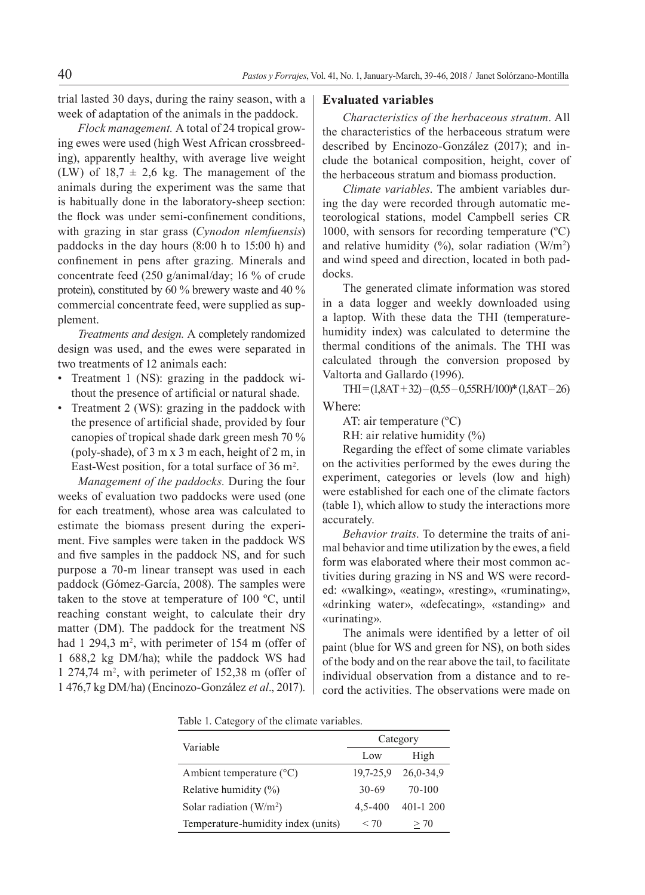trial lasted 30 days, during the rainy season, with a week of adaptation of the animals in the paddock.

*Flock management.* A total of 24 tropical growing ewes were used (high West African crossbreeding), apparently healthy, with average live weight (LW) of 18,7 ± 2,6 kg. The management of the animals during the experiment was the same that is habitually done in the laboratory-sheep section: the flock was under semi-confinement conditions, with grazing in star grass (*Cynodon nlemfuensis*) paddocks in the day hours (8:00 h to 15:00 h) and confinement in pens after grazing. Minerals and concentrate feed (250 g/animal/day; 16 % of crude protein), constituted by 60 % brewery waste and 40 % commercial concentrate feed, were supplied as supplement.

*Treatments and design.* A completely randomized design was used, and the ewes were separated in two treatments of 12 animals each:

- Treatment 1 (NS): grazing in the paddock without the presence of artificial or natural shade.
- Treatment 2 (WS): grazing in the paddock with the presence of artificial shade, provided by four canopies of tropical shade dark green mesh 70 % (poly-shade), of 3 m x 3 m each, height of 2 m, in East-West position, for a total surface of 36 $m^2$.

*Management of the paddocks.* During the four weeks of evaluation two paddocks were used (one for each treatment), whose area was calculated to estimate the biomass present during the experiment. Five samples were taken in the paddock WS and five samples in the paddock NS, and for such purpose a 70-m linear transept was used in each paddock (Gómez-García, 2008). The samples were taken to the stove at temperature of 100 ºC, until reaching constant weight, to calculate their dry matter (DM). The paddock for the treatment NS had 1 294,3 $m^2$, with perimeter of 154 m (offer of 1 688,2 kg DM/ha); while the paddock WS had 1 274,74 $m^2$, with perimeter of 152,38 m (offer of 1 476,7 kg DM/ha) (Encinozo-González *et al*., 2017).

## Evaluated variables

*Characteristics of the herbaceous stratum*. All the characteristics of the herbaceous stratum were described by Encinozo-González (2017); and include the botanical composition, height, cover of the herbaceous stratum and biomass production.

*Climate variables*. The ambient variables during the day were recorded through automatic meteorological stations, model Campbell series CR 1000, with sensors for recording temperature (ºC) and relative humidity (%), solar radiation ($W/m^2$) and wind speed and direction, located in both paddocks.

The generated climate information was stored in a data logger and weekly downloaded using a laptop. With these data the THI (temperature-humidity index) was calculated to determine the thermal conditions of the animals. The THI was calculated through the conversion proposed by Valtorta and Gallardo (1996).

$$THI = (1{,}8AT + 32) - (0{,}55 - 0{,}55RH/100) * (1{,}8AT - 26)$$

Where:

AT: air temperature (ºC)

RH: air relative humidity (%)

Regarding the effect of some climate variables on the activities performed by the ewes during the experiment, categories or levels (low and high) were established for each one of the climate factors (table 1), which allow to study the interactions more accurately.

*Behavior traits*. To determine the traits of animal behavior and time utilization by the ewes, a field form was elaborated where their most common activities during grazing in NS and WS were recorded: «walking», «eating», «resting», «ruminating», «drinking water», «defecating», «standing» and «urinating».

The animals were identified by a letter of oil paint (blue for WS and green for NS), on both sides of the body and on the rear above the tail, to facilitate individual observation from a distance and to record the activities. The observations were made on

Table 1. Category of the climate variables.

| Variable | Category | |
|---|---|---|
| | Low | High |
| Ambient temperature (°C) | 19,7-25,9 | 26,0-34,9 |
| Relative humidity (%) | 30-69 | 70-100 |
| Solar radiation ($W/m^2$) | 4,5-400 | 401-1 200 |
| Temperature-humidity index (units) | < 70 | ≥ 70 |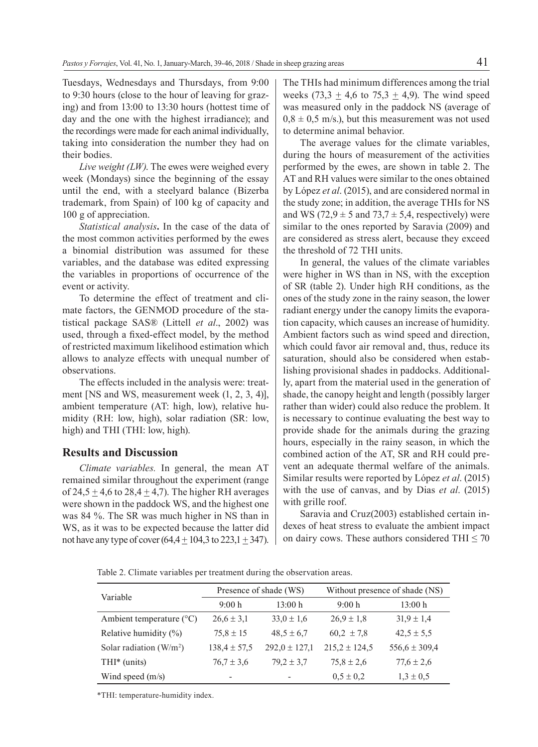Tuesdays, Wednesdays and Thursdays, from 9:00 to 9:30 hours (close to the hour of leaving for grazing) and from 13:00 to 13:30 hours (hottest time of day and the one with the highest irradiance); and the recordings were made for each animal individually, taking into consideration the number they had on their bodies.

*Live weight (LW).* The ewes were weighed every week (Mondays) since the beginning of the essay until the end, with a steelyard balance (Bizerba trademark, from Spain) of 100 kg of capacity and 100 g of appreciation.

***Statistical analysis*.** In the case of the data of the most common activities performed by the ewes a binomial distribution was assumed for these variables, and the database was edited expressing the variables in proportions of occurrence of the event or activity.

To determine the effect of treatment and climate factors, the GENMOD procedure of the statistical package SAS® (Littell *et al*., 2002) was used, through a fixed-effect model, by the method of restricted maximum likelihood estimation which allows to analyze effects with unequal number of observations.

The effects included in the analysis were: treatment [NS and WS, measurement week (1, 2, 3, 4)], ambient temperature (AT: high, low), relative humidity (RH: low, high), solar radiation (SR: low, high) and THI (THI: low, high).

## Results and Discussion

*Climate variables.* In general, the mean AT remained similar throughout the experiment (range of 24,5 ± 4,6 to 28,4 ± 4,7). The higher RH averages were shown in the paddock WS, and the highest one was 84 %. The SR was much higher in NS than in WS, as it was to be expected because the latter did not have any type of cover (64,4 ± 104,3 to 223,1 ± 347). The THIs had minimum differences among the trial weeks (73,3 ± 4,6 to 75,3 ± 4,9). The wind speed was measured only in the paddock NS (average of 0,8 ± 0,5 m/s.), but this measurement was not used to determine animal behavior.

The average values for the climate variables, during the hours of measurement of the activities performed by the ewes, are shown in table 2. The AT and RH values were similar to the ones obtained by López *et al*. (2015), and are considered normal in the study zone; in addition, the average THIs for NS and WS (72,9 ± 5 and 73,7 ± 5,4, respectively) were similar to the ones reported by Saravia (2009) and are considered as stress alert, because they exceed the threshold of 72 THI units.

In general, the values of the climate variables were higher in WS than in NS, with the exception of SR (table 2). Under high RH conditions, as the ones of the study zone in the rainy season, the lower radiant energy under the canopy limits the evaporation capacity, which causes an increase of humidity. Ambient factors such as wind speed and direction, which could favor air removal and, thus, reduce its saturation, should also be considered when establishing provisional shades in paddocks. Additionally, apart from the material used in the generation of shade, the canopy height and length (possibly larger rather than wider) could also reduce the problem. It is necessary to continue evaluating the best way to provide shade for the animals during the grazing hours, especially in the rainy season, in which the combined action of the AT, SR and RH could prevent an adequate thermal welfare of the animals. Similar results were reported by López *et al*. (2015) with the use of canvas, and by Dias *et al*. (2015) with grille roof.

Saravia and Cruz(2003) established certain indexes of heat stress to evaluate the ambient impact on dairy cows. These authors considered THI ≤ 70

Table 2. Climate variables per treatment during the observation areas.

| Variable | Presence of shade (WS) | | Without presence of shade (NS) | |
|---|---|---|---|---|
| | 9:00 h | 13:00 h | 9:00 h | 13:00 h |
| Ambient temperature (°C) | 26,6 ± 3,1 | 33,0 ± 1,6 | 26,9 ± 1,8 | 31,9 ± 1,4 |
| Relative humidity (%) | 75,8 ± 15 | 48,5 ± 6,7 | 60,2 ± 7,8 | 42,5 ± 5,5 |
| Solar radiation ($W/m^2$) | 138,4 ± 57,5 | 292,0 ± 127,1 | 215,2 ± 124,5 | 556,6 ± 309,4 |
| THI* (units) | 76,7 ± 3,6 | 79,2 ± 3,7 | 75,8 ± 2,6 | 77,6 ± 2,6 |
| Wind speed (m/s) | - | - | 0,5 ± 0,2 | 1,3 ± 0,5 |

*THI: temperature-humidity index.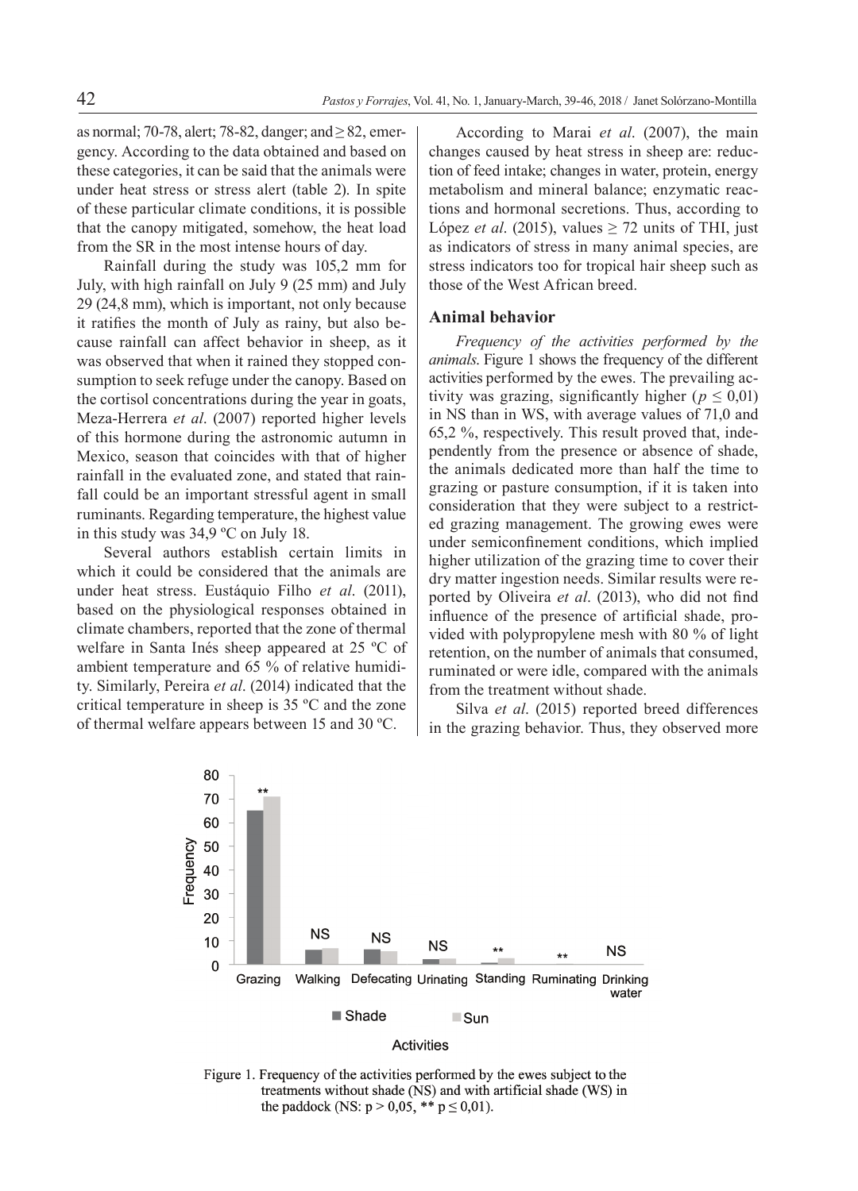as normal; 70-78, alert; 78-82, danger; and ≥ 82, emergency. According to the data obtained and based on these categories, it can be said that the animals were under heat stress or stress alert (table 2). In spite of these particular climate conditions, it is possible that the canopy mitigated, somehow, the heat load from the SR in the most intense hours of day.

Rainfall during the study was 105,2 mm for July, with high rainfall on July 9 (25 mm) and July 29 (24,8 mm), which is important, not only because it ratifies the month of July as rainy, but also because rainfall can affect behavior in sheep, as it was observed that when it rained they stopped consumption to seek refuge under the canopy. Based on the cortisol concentrations during the year in goats, Meza-Herrera *et al*. (2007) reported higher levels of this hormone during the astronomic autumn in Mexico, season that coincides with that of higher rainfall in the evaluated zone, and stated that rainfall could be an important stressful agent in small ruminants. Regarding temperature, the highest value in this study was 34,9 ºC on July 18.

Several authors establish certain limits in which it could be considered that the animals are under heat stress. Eustáquio Filho *et al*. (2011), based on the physiological responses obtained in climate chambers, reported that the zone of thermal welfare in Santa Inés sheep appeared at 25 ºC of ambient temperature and 65 % of relative humidity. Similarly, Pereira *et al*. (2014) indicated that the critical temperature in sheep is 35 ºC and the zone of thermal welfare appears between 15 and 30 ºC.

According to Marai *et al*. (2007), the main changes caused by heat stress in sheep are: reduction of feed intake; changes in water, protein, energy metabolism and mineral balance; enzymatic reactions and hormonal secretions. Thus, according to López *et al*. (2015), values ≥ 72 units of THI, just as indicators of stress in many animal species, are stress indicators too for tropical hair sheep such as those of the West African breed.

## Animal behavior

*Frequency of the activities performed by the animals*. Figure 1 shows the frequency of the different activities performed by the ewes. The prevailing activity was grazing, significantly higher ($p \leq 0,01$) in NS than in WS, with average values of 71,0 and 65,2 %, respectively. This result proved that, independently from the presence or absence of shade, the animals dedicated more than half the time to grazing or pasture consumption, if it is taken into consideration that they were subject to a restricted grazing management. The growing ewes were under semiconfinement conditions, which implied higher utilization of the grazing time to cover their dry matter ingestion needs. Similar results were reported by Oliveira *et al*. (2013), who did not find influence of the presence of artificial shade, provided with polypropylene mesh with 80 % of light retention, on the number of animals that consumed, ruminated or were idle, compared with the animals from the treatment without shade.

Silva *et al*. (2015) reported breed differences in the grazing behavior. Thus, they observed more

Figure 1. Frequency of the activities performed by the ewes subject to the treatments without shade (NS) and with artificial shade (WS) in the paddock (NS: $p > 0,05$, ** $p \leq 0,01$).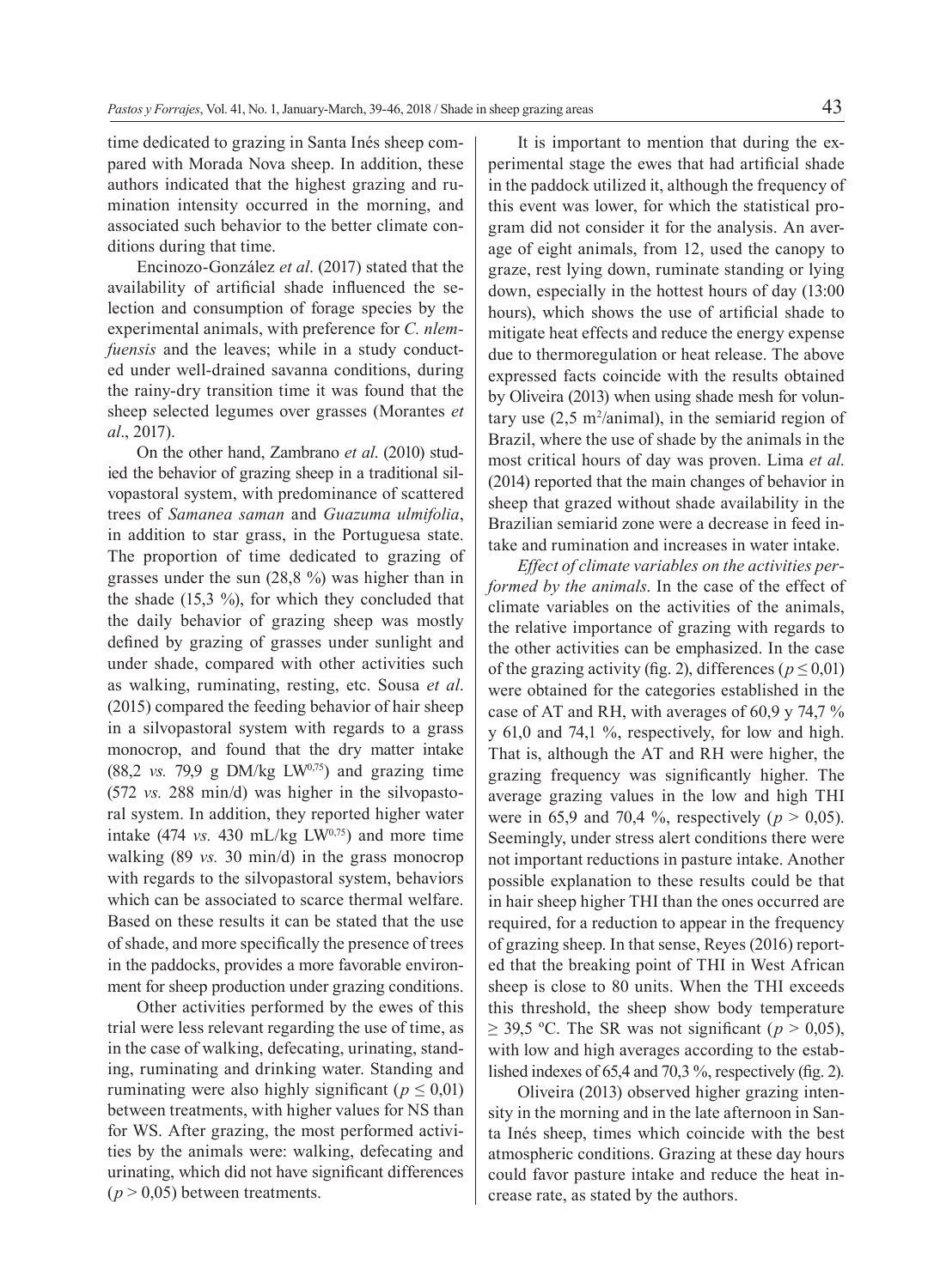time dedicated to grazing in Santa Inés sheep compared with Morada Nova sheep. In addition, these authors indicated that the highest grazing and rumination intensity occurred in the morning, and associated such behavior to the better climate conditions during that time.

Encinozo-González *et al*. (2017) stated that the availability of artificial shade influenced the selection and consumption of forage species by the experimental animals, with preference for *C. nlemfuensis* and the leaves; while in a study conducted under well-drained savanna conditions, during the rainy-dry transition time it was found that the sheep selected legumes over grasses (Morantes *et al*., 2017).

On the other hand, Zambrano *et al.* (2010) studied the behavior of grazing sheep in a traditional silvopastoral system, with predominance of scattered trees of *Samanea saman* and *Guazuma ulmifolia*, in addition to star grass, in the Portuguesa state. The proportion of time dedicated to grazing of grasses under the sun (28,8 %) was higher than in the shade (15,3 %), for which they concluded that the daily behavior of grazing sheep was mostly defined by grazing of grasses under sunlight and under shade, compared with other activities such as walking, ruminating, resting, etc. Sousa *et al.* (2015) compared the feeding behavior of hair sheep in a silvopastoral system with regards to a grass monocrop, and found that the dry matter intake (88,2 *vs.* 79,9 g DM/kg $LW^{0,75}$) and grazing time (572 *vs.* 288 min/d) was higher in the silvopastoral system. In addition, they reported higher water intake (474 *vs.* 430 mL/kg $LW^{0,75}$) and more time walking (89 *vs.* 30 min/d) in the grass monocrop with regards to the silvopastoral system, behaviors which can be associated to scarce thermal welfare. Based on these results it can be stated that the use of shade, and more specifically the presence of trees in the paddocks, provides a more favorable environment for sheep production under grazing conditions.

Other activities performed by the ewes of this trial were less relevant regarding the use of time, as in the case of walking, defecating, urinating, standing, ruminating and drinking water. Standing and ruminating were also highly significant ($p \leq 0,01$) between treatments, with higher values for NS than for WS. After grazing, the most performed activities by the animals were: walking, defecating and urinating, which did not have significant differences ($p > 0,05$) between treatments.

It is important to mention that during the experimental stage the ewes that had artificial shade in the paddock utilized it, although the frequency of this event was lower, for which the statistical program did not consider it for the analysis. An average of eight animals, from 12, used the canopy to graze, rest lying down, ruminate standing or lying down, especially in the hottest hours of day (13:00 hours), which shows the use of artificial shade to mitigate heat effects and reduce the energy expense due to thermoregulation or heat release. The above expressed facts coincide with the results obtained by Oliveira (2013) when using shade mesh for voluntary use (2,5 $m^2$/animal), in the semiarid region of Brazil, where the use of shade by the animals in the most critical hours of day was proven. Lima *et al.* (2014) reported that the main changes of behavior in sheep that grazed without shade availability in the Brazilian semiarid zone were a decrease in feed intake and rumination and increases in water intake.

*Effect of climate variables on the activities performed by the animals*. In the case of the effect of climate variables on the activities of the animals, the relative importance of grazing with regards to the other activities can be emphasized. In the case of the grazing activity (fig. 2), differences ($p \leq 0,01$) were obtained for the categories established in the case of AT and RH, with averages of 60,9 y 74,7 % y 61,0 and 74,1 %, respectively, for low and high. That is, although the AT and RH were higher, the grazing frequency was significantly higher. The average grazing values in the low and high THI were in 65,9 and 70,4 %, respectively ($p > 0,05$). Seemingly, under stress alert conditions there were not important reductions in pasture intake. Another possible explanation to these results could be that in hair sheep higher THI than the ones occurred are required, for a reduction to appear in the frequency of grazing sheep. In that sense, Reyes (2016) reported that the breaking point of THI in West African sheep is close to 80 units. When the THI exceeds this threshold, the sheep show body temperature $\geq$ 39,5 ºC. The SR was not significant ($p > 0,05$), with low and high averages according to the established indexes of 65,4 and 70,3 %, respectively (fig. 2).

Oliveira (2013) observed higher grazing intensity in the morning and in the late afternoon in Santa Inés sheep, times which coincide with the best atmospheric conditions. Grazing at these day hours could favor pasture intake and reduce the heat increase rate, as stated by the authors.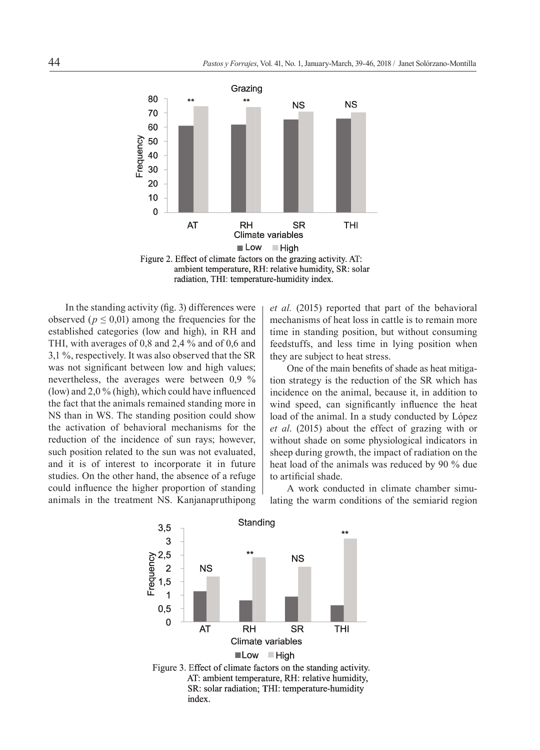Figure 2. Effect of climate factors on the grazing activity. AT: ambient temperature, RH: relative humidity, SR: solar radiation, THI: temperature-humidity index.

In the standing activity (fig. 3) differences were observed ($p \leq 0{,}01$) among the frequencies for the established categories (low and high), in RH and THI, with averages of 0,8 and 2,4 % and of 0,6 and 3,1 %, respectively. It was also observed that the SR was not significant between low and high values; nevertheless, the averages were between 0,9 % (low) and 2,0 % (high), which could have influenced the fact that the animals remained standing more in NS than in WS. The standing position could show the activation of behavioral mechanisms for the reduction of the incidence of sun rays; however, such position related to the sun was not evaluated, and it is of interest to incorporate it in future studies. On the other hand, the absence of a refuge could influence the higher proportion of standing animals in the treatment NS. Kanjanapruthipong *et al.* (2015) reported that part of the behavioral mechanisms of heat loss in cattle is to remain more time in standing position, but without consuming feedstuffs, and less time in lying position when they are subject to heat stress.

One of the main benefits of shade as heat mitigation strategy is the reduction of the SR which has incidence on the animal, because it, in addition to wind speed, can significantly influence the heat load of the animal. In a study conducted by López *et al*. (2015) about the effect of grazing with or without shade on some physiological indicators in sheep during growth, the impact of radiation on the heat load of the animals was reduced by 90 % due to artificial shade.

A work conducted in climate chamber simulating the warm conditions of the semiarid region

Figure 3. Effect of climate factors on the standing activity. AT: ambient temperature, RH: relative humidity, SR: solar radiation; THI: temperature-humidity index.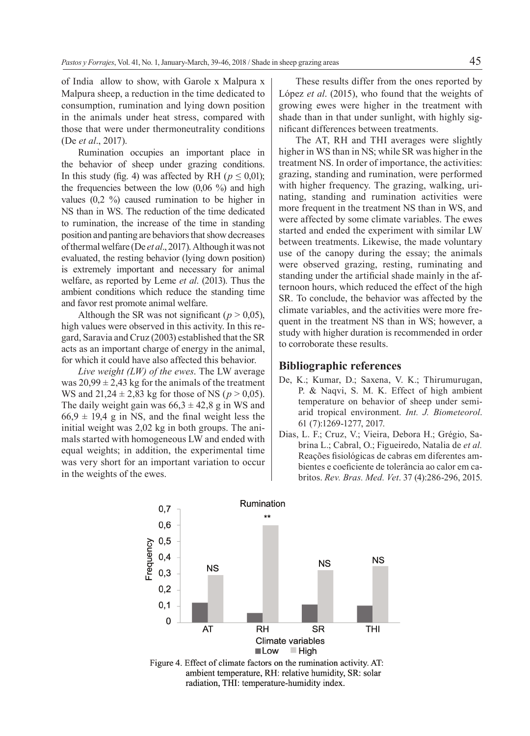of India allow to show, with Garole x Malpura x Malpura sheep, a reduction in the time dedicated to consumption, rumination and lying down position in the animals under heat stress, compared with those that were under thermoneutrality conditions (De *et al*., 2017).

Rumination occupies an important place in the behavior of sheep under grazing conditions. In this study (fig. 4) was affected by RH ($p \leq 0{,}01$); the frequencies between the low (0,06 %) and high values (0,2 %) caused rumination to be higher in NS than in WS. The reduction of the time dedicated to rumination, the increase of the time in standing position and panting are behaviors that show decreases of thermal welfare (De *et al*., 2017). Although it was not evaluated, the resting behavior (lying down position) is extremely important and necessary for animal welfare, as reported by Leme *et al*. (2013). Thus the ambient conditions which reduce the standing time and favor rest promote animal welfare.

Although the SR was not significant ($p > 0{,}05$), high values were observed in this activity. In this regard, Saravia and Cruz (2003) established that the SR acts as an important charge of energy in the animal, for which it could have also affected this behavior.

*Live weight (LW) of the ewes*. The LW average was $20{,}99 \pm 2{,}43$ kg for the animals of the treatment WS and $21{,}24 \pm 2{,}83$ kg for those of NS ($p > 0{,}05$). The daily weight gain was $66{,}3 \pm 42{,}8$ g in WS and $66{,}9 \pm 19{,}4$ g in NS, and the final weight less the initial weight was 2,02 kg in both groups. The animals started with homogeneous LW and ended with equal weights; in addition, the experimental time was very short for an important variation to occur in the weights of the ewes.

These results differ from the ones reported by López *et al*. (2015), who found that the weights of growing ewes were higher in the treatment with shade than in that under sunlight, with highly significant differences between treatments.

The AT, RH and THI averages were slightly higher in WS than in NS; while SR was higher in the treatment NS. In order of importance, the activities: grazing, standing and rumination, were performed with higher frequency. The grazing, walking, urinating, standing and rumination activities were more frequent in the treatment NS than in WS, and were affected by some climate variables. The ewes started and ended the experiment with similar LW between treatments. Likewise, the made voluntary use of the canopy during the essay; the animals were observed grazing, resting, ruminating and standing under the artificial shade mainly in the afternoon hours, which reduced the effect of the high SR. To conclude, the behavior was affected by the climate variables, and the activities were more frequent in the treatment NS than in WS; however, a study with higher duration is recommended in order to corroborate these results.

## Bibliographic references

De, K.; Kumar, D.; Saxena, V. K.; Thirumurugan, P. & Naqvi, S. M. K. Effect of high ambient temperature on behavior of sheep under semi-arid tropical environment. *Int. J. Biometeorol*. 61 (7):1269-1277, 2017.

Dias, L. F.; Cruz, V.; Vieira, Debora H.; Grégio, Sabrina L.; Cabral, O.; Figueiredo, Natalia de *et al.* Reações fisiológicas de cabras em diferentes ambientes e coeficiente de tolerância ao calor em cabritos. *Rev. Bras. Med. Vet*. 37 (4):286-296, 2015.

Figure 4. Effect of climate factors on the rumination activity. AT: ambient temperature, RH: relative humidity, SR: solar radiation, THI: temperature-humidity index.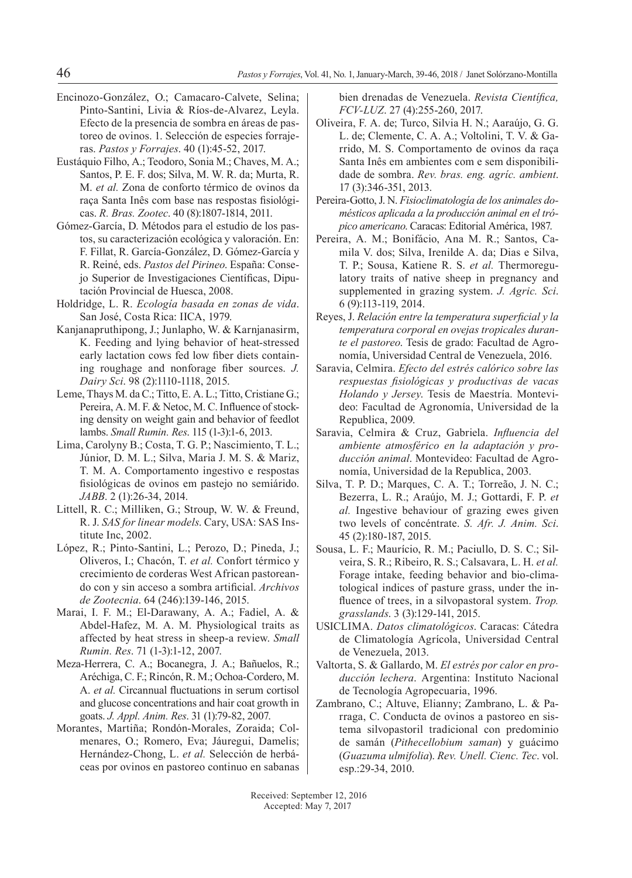Encinozo-González, O.; Camacaro-Calvete, Selina; Pinto-Santini, Livia & Ríos-de-Alvarez, Leyla. Efecto de la presencia de sombra en áreas de pastoreo de ovinos. 1. Selección de especies forrajeras. *Pastos y Forrajes*. 40 (1):45-52, 2017.

Eustáquio Filho, A.; Teodoro, Sonia M.; Chaves, M. A.; Santos, P. E. F. dos; Silva, M. W. R. da; Murta, R. M. *et al.* Zona de conforto térmico de ovinos da raça Santa Inês com base nas respostas fisiológicas. *R. Bras. Zootec*. 40 (8):1807-1814, 2011.

Gómez-García, D. Métodos para el estudio de los pastos, su caracterización ecológica y valoración. En: F. Fillat, R. García-González, D. Gómez-García y R. Reiné, eds. *Pastos del Pirineo*. España: Consejo Superior de Investigaciones Científicas, Diputación Provincial de Huesca, 2008.

Holdridge, L. R. *Ecología basada en zonas de vida*. San José, Costa Rica: IICA, 1979.

Kanjanapruthipong, J.; Junlapho, W. & Karnjanasirm, K. Feeding and lying behavior of heat-stressed early lactation cows fed low fiber diets containing roughage and nonforage fiber sources. *J. Dairy Sci*. 98 (2):1110-1118, 2015.

Leme, Thays M. da C.; Titto, E. A. L.; Titto, Cristiane G.; Pereira, A. M. F. & Netoc, M. C. Influence of stocking density on weight gain and behavior of feedlot lambs. *Small Rumin. Res*. 115 (1-3):1-6, 2013.

Lima, Carolyny B.; Costa, T. G. P.; Nascimiento, T. L.; Júnior, D. M. L.; Silva, Maria J. M. S. & Mariz, T. M. A. Comportamento ingestivo e respostas fisiológicas de ovinos em pastejo no semiárido. *JABB*. 2 (1):26-34, 2014.

Littell, R. C.; Milliken, G.; Stroup, W. W. & Freund, R. J. *SAS for linear models*. Cary, USA: SAS Institute Inc, 2002.

López, R.; Pinto-Santini, L.; Perozo, D.; Pineda, J.; Oliveros, I.; Chacón, T. *et al.* Confort térmico y crecimiento de corderas West African pastoreando con y sin acceso a sombra artificial. *Archivos de Zootecnia*. 64 (246):139-146, 2015.

Marai, I. F. M.; El-Darawany, A. A.; Fadiel, A. & Abdel-Hafez, M. A. M. Physiological traits as affected by heat stress in sheep-a review. *Small Rumin. Res*. 71 (1-3):1-12, 2007.

Meza-Herrera, C. A.; Bocanegra, J. A.; Bañuelos, R.; Aréchiga, C. F.; Rincón, R. M.; Ochoa-Cordero, M. A. *et al.* Circannual fluctuations in serum cortisol and glucose concentrations and hair coat growth in goats. *J. Appl. Anim. Res*. 31 (1):79-82, 2007.

Morantes, Martiña; Rondón-Morales, Zoraida; Colmenares, O.; Romero, Eva; Jáuregui, Damelis; Hernández-Chong, L. *et al.* Selección de herbáceas por ovinos en pastoreo continuo en sabanas bien drenadas de Venezuela. *Revista Científica, FCV-LUZ*. 27 (4):255-260, 2017.

Oliveira, F. A. de; Turco, Silvia H. N.; Aaraújo, G. G. L. de; Clemente, C. A. A.; Voltolini, T. V. & Garrido, M. S. Comportamento de ovinos da raça Santa Inês em ambientes com e sem disponibilidade de sombra. *Rev. bras. eng. agríc. ambient*. 17 (3):346-351, 2013.

Pereira-Gotto, J. N. *Fisioclimatología de los animales domésticos aplicada a la producción animal en el trópico americano*. Caracas: Editorial América, 1987.

Pereira, A. M.; Bonifácio, Ana M. R.; Santos, Camila V. dos; Silva, Irenilde A. da; Dias e Silva, T. P.; Sousa, Katiene R. S. *et al.* Thermoregulatory traits of native sheep in pregnancy and supplemented in grazing system. *J. Agric. Sci*. 6 (9):113-119, 2014.

Reyes, J. *Relación entre la temperatura superficial y la temperatura corporal en ovejas tropicales durante el pastoreo*. Tesis de grado: Facultad de Agronomía, Universidad Central de Venezuela, 2016.

Saravia, Celmira. *Efecto del estrés calórico sobre las respuestas fisiológicas y productivas de vacas Holando y Jersey*. Tesis de Maestría. Montevideo: Facultad de Agronomía, Universidad de la Republica, 2009.

Saravia, Celmira & Cruz, Gabriela. *Influencia del ambiente atmosférico en la adaptación y producción animal*. Montevideo: Facultad de Agronomía, Universidad de la Republica, 2003.

Silva, T. P. D.; Marques, C. A. T.; Torreão, J. N. C.; Bezerra, L. R.; Araújo, M. J.; Gottardi, F. P. *et al.* Ingestive behaviour of grazing ewes given two levels of concéntrate. *S. Afr. J. Anim. Sci*. 45 (2):180-187, 2015.

Sousa, L. F.; Maurício, R. M.; Paciullo, D. S. C.; Silveira, S. R.; Ribeiro, R. S.; Calsavara, L. H. *et al.* Forage intake, feeding behavior and bio-climatological indices of pasture grass, under the influence of trees, in a silvopastoral system. *Trop. grasslands*. 3 (3):129-141, 2015.

USICLIMA. *Datos climatológicos*. Caracas: Cátedra de Climatología Agrícola, Universidad Central de Venezuela, 2013.

Valtorta, S. & Gallardo, M. *El estrés por calor en producción lechera*. Argentina: Instituto Nacional de Tecnología Agropecuaria, 1996.

Zambrano, C.; Altuve, Elianny; Zambrano, L. & Parraga, C. Conducta de ovinos a pastoreo en sistema silvopastoril tradicional con predominio de samán (*Pithecellobium saman*) y guácimo (*Guazuma ulmifolia*). *Rev. Unell. Cienc. Tec*. vol. esp.:29-34, 2010.

Received: September 12, 2016
Accepted: May 7, 2017